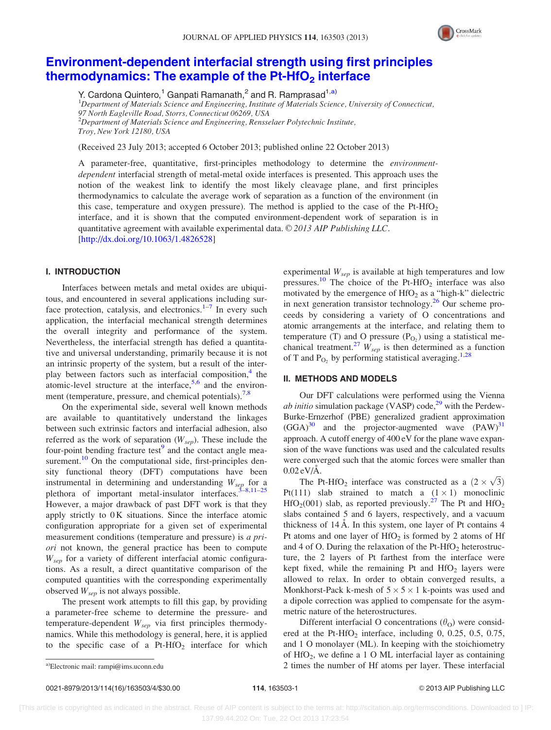# Environment-dependent interfacial strength using first principles thermodynamics: The example of the Pt-$HfO_2$ interface

Y. Cardona Quintero,[1] Ganpati Ramanath,[2] and R. Ramprasad[1,a)]

[1]*Department of Materials Science and Engineering, Institute of Materials Science, University of Connecticut, 97 North Eagleville Road, Storrs, Connecticut 06269, USA*
[2]*Department of Materials Science and Engineering, Rensselaer Polytechnic Institute, Troy, New York 12180, USA*

(Received 23 July 2013; accepted 6 October 2013; published online 22 October 2013)

A parameter-free, quantitative, first-principles methodology to determine the *environment-dependent* interfacial strength of metal-metal oxide interfaces is presented. This approach uses the notion of the weakest link to identify the most likely cleavage plane, and first principles thermodynamics to calculate the average work of separation as a function of the environment (in this case, temperature and oxygen pressure). The method is applied to the case of the Pt-$HfO_2$ interface, and it is shown that the computed environment-dependent work of separation is in quantitative agreement with available experimental data. © *2013 AIP Publishing LLC*. [http://dx.doi.org/10.1063/1.4826528]

## I. INTRODUCTION

Interfaces between metals and metal oxides are ubiquitous, and encountered in several applications including surface protection, catalysis, and electronics.[1–7] In every such application, the interfacial mechanical strength determines the overall integrity and performance of the system. Nevertheless, the interfacial strength has defied a quantitative and universal understanding, primarily because it is not an intrinsic property of the system, but a result of the interplay between factors such as interfacial composition,[4] the atomic-level structure at the interface,[5,6] and the environment (temperature, pressure, and chemical potentials).[7,8]

On the experimental side, several well known methods are available to quantitatively understand the linkages between such extrinsic factors and interfacial adhesion, also referred as the work of separation ($W_{sep}$). These include the four-point bending fracture test[9] and the contact angle measurement.[10] On the computational side, first-principles density functional theory (DFT) computations have been instrumental in determining and understanding $W_{sep}$ for a plethora of important metal-insulator interfaces.[3–8,11–25] However, a major drawback of past DFT work is that they apply strictly to 0 K situations. Since the interface atomic configuration appropriate for a given set of experimental measurement conditions (temperature and pressure) is *a priori* not known, the general practice has been to compute $W_{sep}$ for a variety of different interfacial atomic configurations. As a result, a direct quantitative comparison of the computed quantities with the corresponding experimentally observed $W_{sep}$ is not always possible.

The present work attempts to fill this gap, by providing a parameter-free scheme to determine the pressure- and temperature-dependent $W_{sep}$ via first principles thermodynamics. While this methodology is general, here, it is applied to the specific case of a Pt-$HfO_2$ interface for which experimental $W_{sep}$ is available at high temperatures and low pressures.[10] The choice of the Pt-$HfO_2$ interface was also motivated by the emergence of $HfO_2$ as a "high-k" dielectric in next generation transistor technology.[26] Our scheme proceeds by considering a variety of O concentrations and atomic arrangements at the interface, and relating them to temperature (T) and O pressure ($P_{O_2}$) using a statistical mechanical treatment.[27] $W_{sep}$ is then determined as a function of T and $P_{O_2}$ by performing statistical averaging.[1,28]

## II. METHODS AND MODELS

Our DFT calculations were performed using the Vienna *ab initio* simulation package (VASP) code,[29] with the Perdew-Burke-Ernzerhof (PBE) generalized gradient approximation (GGA)[30] and the projector-augmented wave (PAW)[31] approach. A cutoff energy of 400 eV for the plane wave expansion of the wave functions was used and the calculated results were converged such that the atomic forces were smaller than 0.02 eV/Å.

The Pt-$HfO_2$ interface was constructed as a $(2 \times \sqrt{3})$ Pt(111) slab strained to match a $(1 \times 1)$ monoclinic $HfO_2$(001) slab, as reported previously.[27] The Pt and $HfO_2$ slabs contained 5 and 6 layers, respectively, and a vacuum thickness of 14 Å. In this system, one layer of Pt contains 4 Pt atoms and one layer of $HfO_2$ is formed by 2 atoms of Hf and 4 of O. During the relaxation of the Pt-$HfO_2$ heterostructure, the 2 layers of Pt farthest from the interface were kept fixed, while the remaining Pt and $HfO_2$ layers were allowed to relax. In order to obtain converged results, a Monkhorst-Pack k-mesh of $5 \times 5 \times 1$ k-points was used and a dipole correction was applied to compensate for the asymmetric nature of the heterostructures.

Different interfacial O concentrations ($\theta_O$) were considered at the Pt-$HfO_2$ interface, including 0, 0.25, 0.5, 0.75, and 1 O monolayer (ML). In keeping with the stoichiometry of $HfO_2$, we define a 1 O ML interfacial layer as containing 2 times the number of Hf atoms per layer. These interfacial

a)Electronic mail: rampi@ims.uconn.edu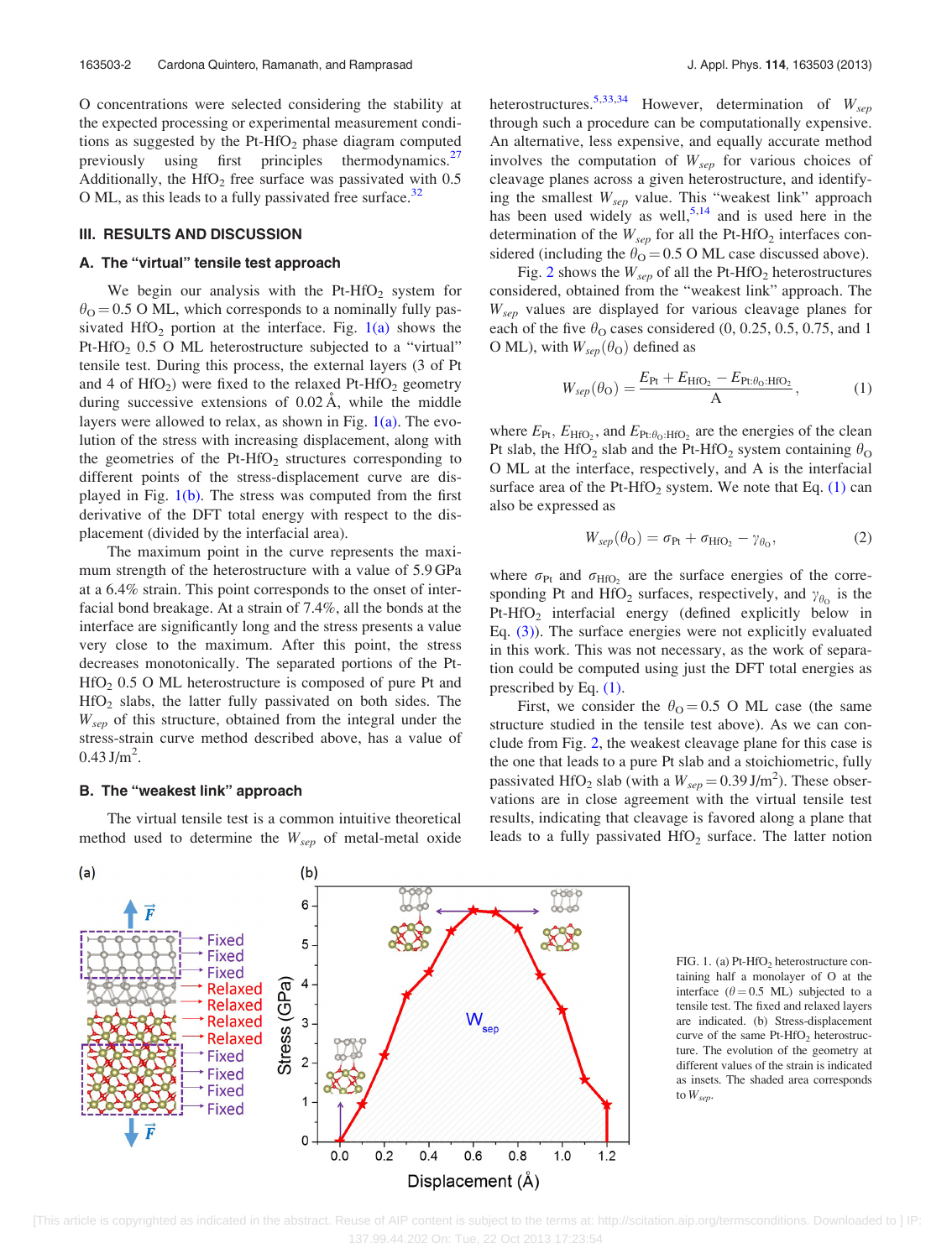O concentrations were selected considering the stability at the expected processing or experimental measurement conditions as suggested by the Pt-$HfO_2$ phase diagram computed previously using first principles thermodynamics.[27] Additionally, the $HfO_2$ free surface was passivated with 0.5 O ML, as this leads to a fully passivated free surface.[32]

## III. RESULTS AND DISCUSSION

### A. The "virtual" tensile test approach

We begin our analysis with the Pt-$HfO_2$ system for $\theta_O = 0.5$ O ML, which corresponds to a nominally fully passivated $HfO_2$ portion at the interface. Fig. 1(a) shows the Pt-$HfO_2$ 0.5 O ML heterostructure subjected to a "virtual" tensile test. During this process, the external layers (3 of Pt and 4 of $HfO_2$) were fixed to the relaxed Pt-$HfO_2$ geometry during successive extensions of 0.02 Å, while the middle layers were allowed to relax, as shown in Fig. 1(a). The evolution of the stress with increasing displacement, along with the geometries of the Pt-$HfO_2$ structures corresponding to different points of the stress-displacement curve are displayed in Fig. 1(b). The stress was computed from the first derivative of the DFT total energy with respect to the displacement (divided by the interfacial area).

The maximum point in the curve represents the maximum strength of the heterostructure with a value of 5.9 GPa at a 6.4% strain. This point corresponds to the onset of interfacial bond breakage. At a strain of 7.4%, all the bonds at the interface are significantly long and the stress presents a value very close to the maximum. After this point, the stress decreases monotonically. The separated portions of the Pt-$HfO_2$ 0.5 O ML heterostructure is composed of pure Pt and $HfO_2$ slabs, the latter fully passivated on both sides. The $W_{sep}$ of this structure, obtained from the integral under the stress-strain curve method described above, has a value of 0.43 J/m$^2$.

### B. The "weakest link" approach

The virtual tensile test is a common intuitive theoretical method used to determine the $W_{sep}$ of metal-metal oxide heterostructures.[5,33,34] However, determination of $W_{sep}$ through such a procedure can be computationally expensive. An alternative, less expensive, and equally accurate method involves the computation of $W_{sep}$ for various choices of cleavage planes across a given heterostructure, and identifying the smallest $W_{sep}$ value. This "weakest link" approach has been used widely as well,[5,14] and is used here in the determination of the $W_{sep}$ for all the Pt-$HfO_2$ interfaces considered (including the $\theta_O = 0.5$ O ML case discussed above).

Fig. 2 shows the $W_{sep}$ of all the Pt-$HfO_2$ heterostructures considered, obtained from the "weakest link" approach. The $W_{sep}$ values are displayed for various cleavage planes for each of the five $\theta_O$ cases considered (0, 0.25, 0.5, 0.75, and 1 O ML), with $W_{sep}(\theta_O)$ defined as

$$W_{sep}(\theta_O) = \frac{E_{Pt} + E_{HfO_2} - E_{Pt:\theta_O:HfO_2}}{A}, \tag{1}$$

where $E_{Pt}$, $E_{HfO_2}$, and $E_{Pt:\theta_O:HfO_2}$ are the energies of the clean Pt slab, the $HfO_2$ slab and the Pt-$HfO_2$ system containing $\theta_O$ O ML at the interface, respectively, and A is the interfacial surface area of the Pt-$HfO_2$ system. We note that Eq. (1) can also be expressed as

$$W_{sep}(\theta_O) = \sigma_{Pt} + \sigma_{HfO_2} - \gamma_{\theta_O}, \tag{2}$$

where $\sigma_{Pt}$ and $\sigma_{HfO_2}$ are the surface energies of the corresponding Pt and $HfO_2$ surfaces, respectively, and $\gamma_{\theta_O}$ is the Pt-$HfO_2$ interfacial energy (defined explicitly below in Eq. (3)). The surface energies were not explicitly evaluated in this work. This was not necessary, as the work of separation could be computed using just the DFT total energies as prescribed by Eq. (1).

First, we consider the $\theta_O = 0.5$ O ML case (the same structure studied in the tensile test above). As we can conclude from Fig. 2, the weakest cleavage plane for this case is the one that leads to a pure Pt slab and a stoichiometric, fully passivated $HfO_2$ slab (with a $W_{sep} = 0.39$ J/m$^2$). These observations are in close agreement with the virtual tensile test results, indicating that cleavage is favored along a plane that leads to a fully passivated $HfO_2$ surface. The latter notion

FIG. 1. (a) Pt-$HfO_2$ heterostructure containing half a monolayer of O at the interface ($\theta = 0.5$ ML) subjected to a tensile test. The fixed and relaxed layers are indicated. (b) Stress-displacement curve of the same Pt-$HfO_2$ heterostructure. The evolution of the geometry at different values of the strain is indicated as insets. The shaded area corresponds to $W_{sep}$.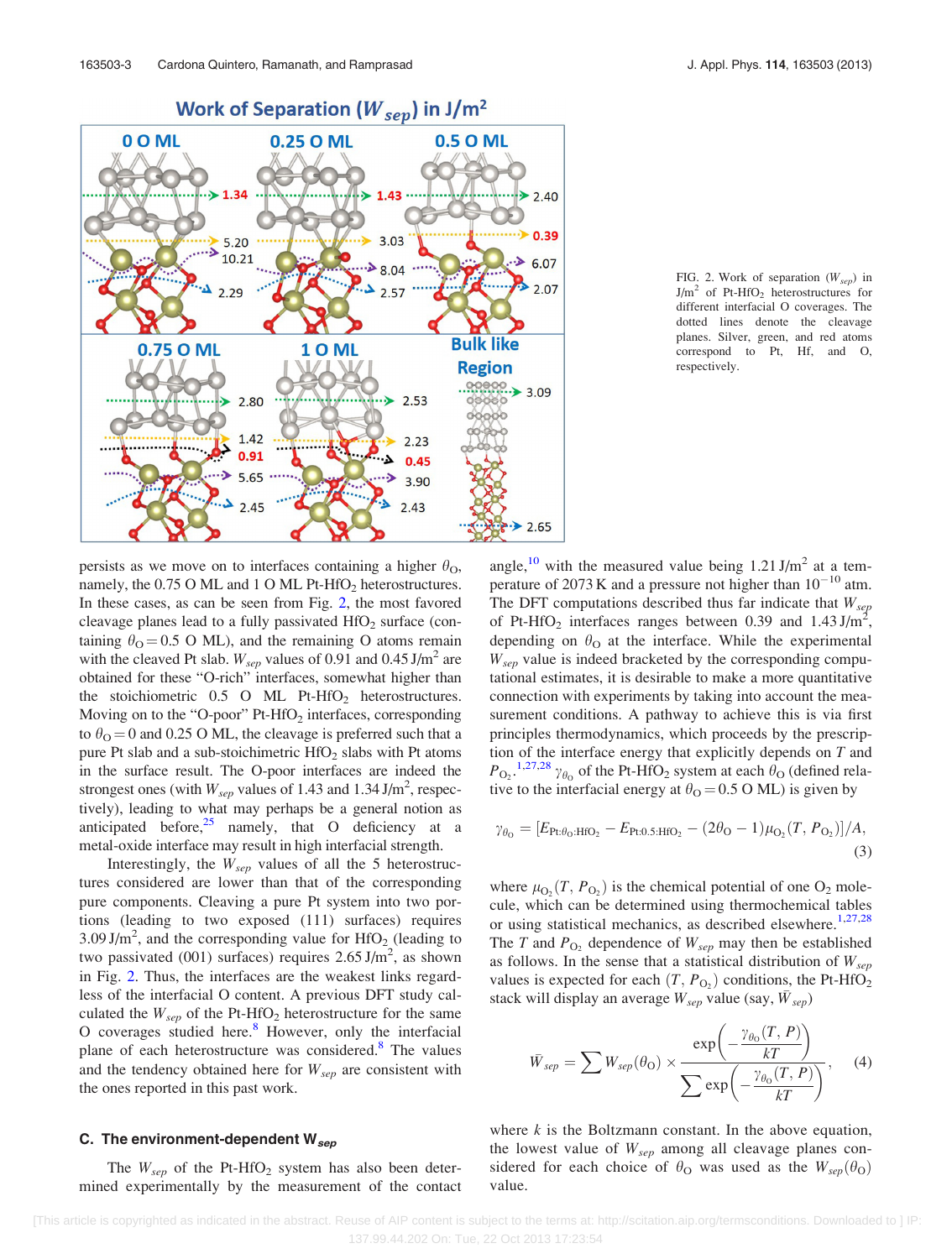FIG. 2. Work of separation ($W_{sep}$) in $J/m^2$ of Pt-$HfO_2$ heterostructures for different interfacial O coverages. The dotted lines denote the cleavage planes. Silver, green, and red atoms correspond to Pt, Hf, and O, respectively.

persists as we move on to interfaces containing a higher $\theta_O$, namely, the 0.75 O ML and 1 O ML Pt-$HfO_2$ heterostructures. In these cases, as can be seen from Fig. 2, the most favored cleavage planes lead to a fully passivated $HfO_2$ surface (containing $\theta_O = 0.5$ O ML), and the remaining O atoms remain with the cleaved Pt slab. $W_{sep}$ values of 0.91 and 0.45 $J/m^2$ are obtained for these "O-rich" interfaces, somewhat higher than the stoichiometric 0.5 O ML Pt-$HfO_2$ heterostructures. Moving on to the "O-poor" Pt-$HfO_2$ interfaces, corresponding to $\theta_O = 0$ and 0.25 O ML, the cleavage is preferred such that a pure Pt slab and a sub-stoichimetric $HfO_2$ slabs with Pt atoms in the surface result. The O-poor interfaces are indeed the strongest ones (with $W_{sep}$ values of 1.43 and 1.34 $J/m^2$, respectively), leading to what may perhaps be a general notion as anticipated before,[25] namely, that O deficiency at a metal-oxide interface may result in high interfacial strength.

Interestingly, the $W_{sep}$ values of all the 5 heterostructures considered are lower than that of the corresponding pure components. Cleaving a pure Pt system into two portions (leading to two exposed (111) surfaces) requires 3.09 $J/m^2$, and the corresponding value for $HfO_2$ (leading to two passivated (001) surfaces) requires 2.65 $J/m^2$, as shown in Fig. 2. Thus, the interfaces are the weakest links regardless of the interfacial O content. A previous DFT study calculated the $W_{sep}$ of the Pt-$HfO_2$ heterostructure for the same O coverages studied here.[8] However, only the interfacial plane of each heterostructure was considered.[8] The values and the tendency obtained here for $W_{sep}$ are consistent with the ones reported in this past work.

### C. The environment-dependent $W_{sep}$

The $W_{sep}$ of the Pt-$HfO_2$ system has also been determined experimentally by the measurement of the contact angle,[10] with the measured value being 1.21 $J/m^2$ at a temperature of 2073 K and a pressure not higher than $10^{-10}$ atm. The DFT computations described thus far indicate that $W_{sep}$ of Pt-$HfO_2$ interfaces ranges between 0.39 and 1.43 $J/m^2$, depending on $\theta_O$ at the interface. While the experimental $W_{sep}$ value is indeed bracketed by the corresponding computational estimates, it is desirable to make a more quantitative connection with experiments by taking into account the measurement conditions. A pathway to achieve this is via first principles thermodynamics, which proceeds by the prescription of the interface energy that explicitly depends on $T$ and $P_{O_2}$.[1,27,28] $\gamma_{\theta_O}$ of the Pt-$HfO_2$ system at each $\theta_O$ (defined relative to the interfacial energy at $\theta_O = 0.5$ O ML) is given by

$$\gamma_{\theta_O} = [E_{Pt:\theta_O:HfO_2} - E_{Pt:0.5:HfO_2} - (2\theta_O - 1)\mu_{O_2}(T, P_{O_2})]/A, \quad (3)$$

where $\mu_{O_2}(T, P_{O_2})$ is the chemical potential of one $O_2$ molecule, which can be determined using thermochemical tables or using statistical mechanics, as described elsewhere.[1,27,28] The $T$ and $P_{O_2}$ dependence of $W_{sep}$ may then be established as follows. In the sense that a statistical distribution of $W_{sep}$ values is expected for each $(T, P_{O_2})$ conditions, the Pt-$HfO_2$ stack will display an average $W_{sep}$ value (say, $\bar{W}_{sep}$)

$$\bar{W}_{sep} = \sum W_{sep}(\theta_O) \times \frac{\exp\left(-\frac{\gamma_{\theta_O}(T, P)}{kT}\right)}{\sum \exp\left(-\frac{\gamma_{\theta_O}(T, P)}{kT}\right)}, \quad (4)$$

where $k$ is the Boltzmann constant. In the above equation, the lowest value of $W_{sep}$ among all cleavage planes considered for each choice of $\theta_O$ was used as the $W_{sep}(\theta_O)$ value.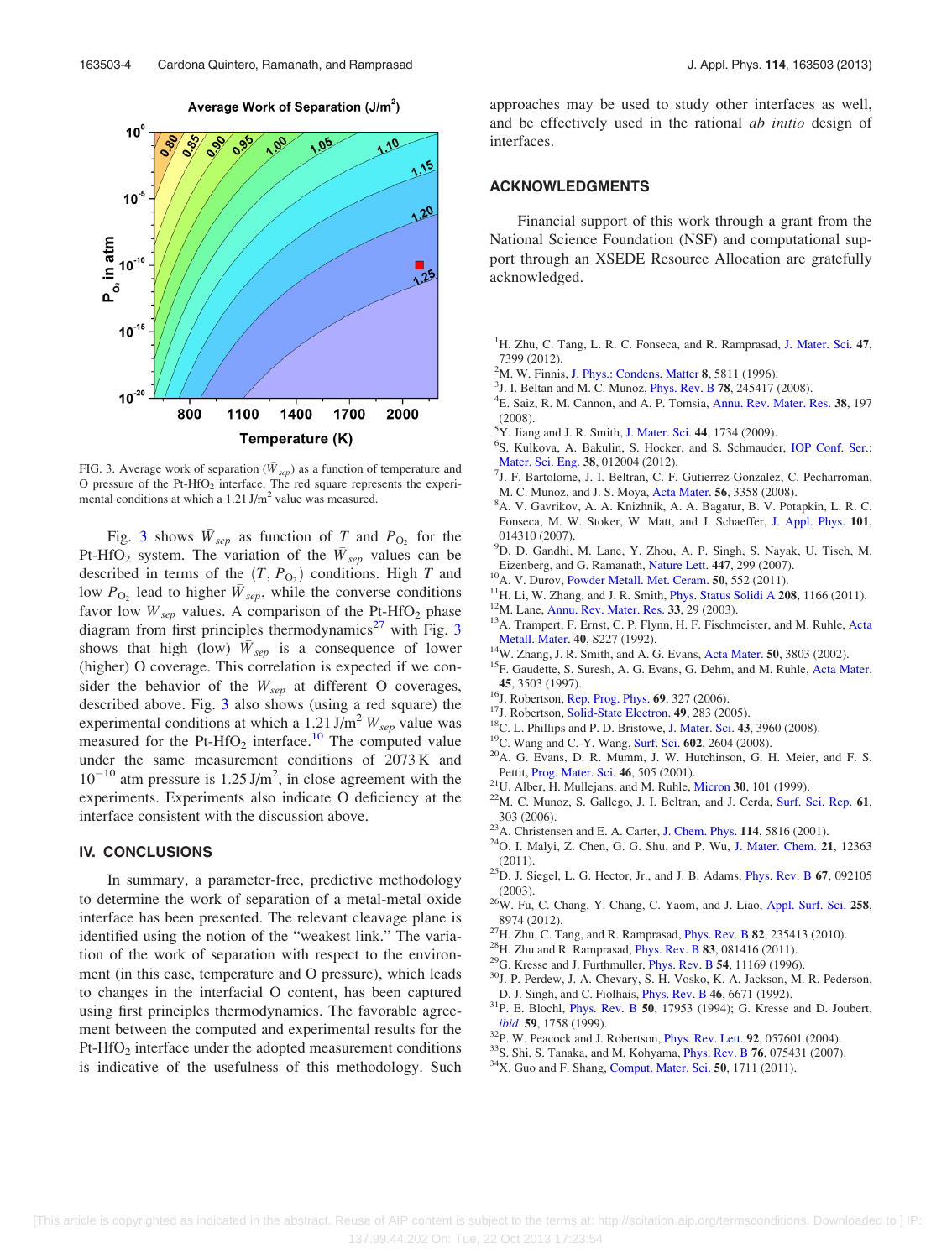Average Work of Separation (J/m$^2$)

0.80, 0.85, 0.90, 0.95, 1.00, 1.05, 1.10, 1.15, 1.20, 1.25

$P_{O_2}$ in atm

$10^0$, $10^{-5}$, $10^{-10}$, $10^{-15}$, $10^{-20}$

Temperature (K)

800, 1100, 1400, 1700, 2000

FIG. 3. Average work of separation ($\bar{W}_{sep}$) as a function of temperature and O pressure of the Pt-$HfO_2$ interface. The red square represents the experimental conditions at which a 1.21 J/m$^2$ value was measured.

Fig. 3 shows $\bar{W}_{sep}$ as function of $T$ and $P_{O_2}$ for the Pt-$HfO_2$ system. The variation of the $\bar{W}_{sep}$ values can be described in terms of the $(T, P_{O_2})$ conditions. High $T$ and low $P_{O_2}$ lead to higher $\bar{W}_{sep}$, while the converse conditions favor low $\bar{W}_{sep}$ values. A comparison of the Pt-$HfO_2$ phase diagram from first principles thermodynamics[27] with Fig. 3 shows that high (low) $\bar{W}_{sep}$ is a consequence of lower (higher) O coverage. This correlation is expected if we consider the behavior of the $W_{sep}$ at different O coverages, described above. Fig. 3 also shows (using a red square) the experimental conditions at which a 1.21 J/m$^2$ $W_{sep}$ value was measured for the Pt-$HfO_2$ interface.[10] The computed value under the same measurement conditions of 2073 K and $10^{-10}$ atm pressure is 1.25 J/m$^2$, in close agreement with the experiments. Experiments also indicate O deficiency at the interface consistent with the discussion above.

## IV. CONCLUSIONS

In summary, a parameter-free, predictive methodology to determine the work of separation of a metal-metal oxide interface has been presented. The relevant cleavage plane is identified using the notion of the "weakest link." The variation of the work of separation with respect to the environment (in this case, temperature and O pressure), which leads to changes in the interfacial O content, has been captured using first principles thermodynamics. The favorable agreement between the computed and experimental results for the Pt-$HfO_2$ interface under the adopted measurement conditions is indicative of the usefulness of this methodology. Such approaches may be used to study other interfaces as well, and be effectively used in the rational *ab initio* design of interfaces.

## ACKNOWLEDGMENTS

Financial support of this work through a grant from the National Science Foundation (NSF) and computational support through an XSEDE Resource Allocation are gratefully acknowledged.

[1] H. Zhu, C. Tang, L. R. C. Fonseca, and R. Ramprasad, J. Mater. Sci. **47**, 7399 (2012).
[2] M. W. Finnis, J. Phys.: Condens. Matter **8**, 5811 (1996).
[3] J. I. Beltan and M. C. Munoz, Phys. Rev. B **78**, 245417 (2008).
[4] E. Saiz, R. M. Cannon, and A. P. Tomsia, Annu. Rev. Mater. Res. **38**, 197 (2008).
[5] Y. Jiang and J. R. Smith, J. Mater. Sci. **44**, 1734 (2009).
[6] S. Kulkova, A. Bakulin, S. Hocker, and S. Schmauder, IOP Conf. Ser.: Mater. Sci. Eng. **38**, 012004 (2012).
[7] J. F. Bartolome, J. I. Beltran, C. F. Gutierrez-Gonzalez, C. Pecharroman, M. C. Munoz, and J. S. Moya, Acta Mater. **56**, 3358 (2008).
[8] A. V. Gavrikov, A. A. Knizhnik, A. A. Bagatur, B. V. Potapkin, L. R. C. Fonseca, M. W. Stoker, W. Matt, and J. Schaeffer, J. Appl. Phys. **101**, 014310 (2007).
[9] D. D. Gandhi, M. Lane, Y. Zhou, A. P. Singh, S. Nayak, U. Tisch, M. Eizenberg, and G. Ramanath, Nature Lett. **447**, 299 (2007).
[10] A. V. Durov, Powder Metall. Met. Ceram. **50**, 552 (2011).
[11] H. Li, W. Zhang, and J. R. Smith, Phys. Status Solidi A **208**, 1166 (2011).
[12] M. Lane, Annu. Rev. Mater. Res. **33**, 29 (2003).
[13] A. Trampert, F. Ernst, C. P. Flynn, H. F. Fischmeister, and M. Ruhle, Acta Metall. Mater. **40**, S227 (1992).
[14] W. Zhang, J. R. Smith, and A. G. Evans, Acta Mater. **50**, 3803 (2002).
[15] F. Gaudette, S. Suresh, A. G. Evans, G. Dehm, and M. Ruhle, Acta Mater. **45**, 3503 (1997).
[16] J. Robertson, Rep. Prog. Phys. **69**, 327 (2006).
[17] J. Robertson, Solid-State Electron. **49**, 283 (2005).
[18] C. L. Phillips and P. D. Bristowe, J. Mater. Sci. **43**, 3960 (2008).
[19] C. Wang and C.-Y. Wang, Surf. Sci. **602**, 2604 (2008).
[20] A. G. Evans, D. R. Mumm, J. W. Hutchinson, G. H. Meier, and F. S. Pettit, Prog. Mater. Sci. **46**, 505 (2001).
[21] U. Alber, H. Mullejans, and M. Ruhle, Micron **30**, 101 (1999).
[22] M. C. Munoz, S. Gallego, J. I. Beltran, and J. Cerda, Surf. Sci. Rep. **61**, 303 (2006).
[23] A. Christensen and E. A. Carter, J. Chem. Phys. **114**, 5816 (2001).
[24] O. I. Malyi, Z. Chen, G. G. Shu, and P. Wu, J. Mater. Chem. **21**, 12363 (2011).
[25] D. J. Siegel, L. G. Hector, Jr., and J. B. Adams, Phys. Rev. B **67**, 092105 (2003).
[26] W. Fu, C. Chang, Y. Chang, C. Yaom, and J. Liao, Appl. Surf. Sci. **258**, 8974 (2012).
[27] H. Zhu, C. Tang, and R. Ramprasad, Phys. Rev. B **82**, 235413 (2010).
[28] H. Zhu and R. Ramprasad, Phys. Rev. B **83**, 081416 (2011).
[29] G. Kresse and J. Furthmuller, Phys. Rev. B **54**, 11169 (1996).
[30] J. P. Perdew, J. A. Chevary, S. H. Vosko, K. A. Jackson, M. R. Pederson, D. J. Singh, and C. Fiolhais, Phys. Rev. B **46**, 6671 (1992).
[31] P. E. Blochl, Phys. Rev. B **50**, 17953 (1994); G. Kresse and D. Joubert, *ibid.* **59**, 1758 (1999).
[32] P. W. Peacock and J. Robertson, Phys. Rev. Lett. **92**, 057601 (2004).
[33] S. Shi, S. Tanaka, and M. Kohyama, Phys. Rev. B **76**, 075431 (2007).
[34] X. Guo and F. Shang, Comput. Mater. Sci. **50**, 1711 (2011).